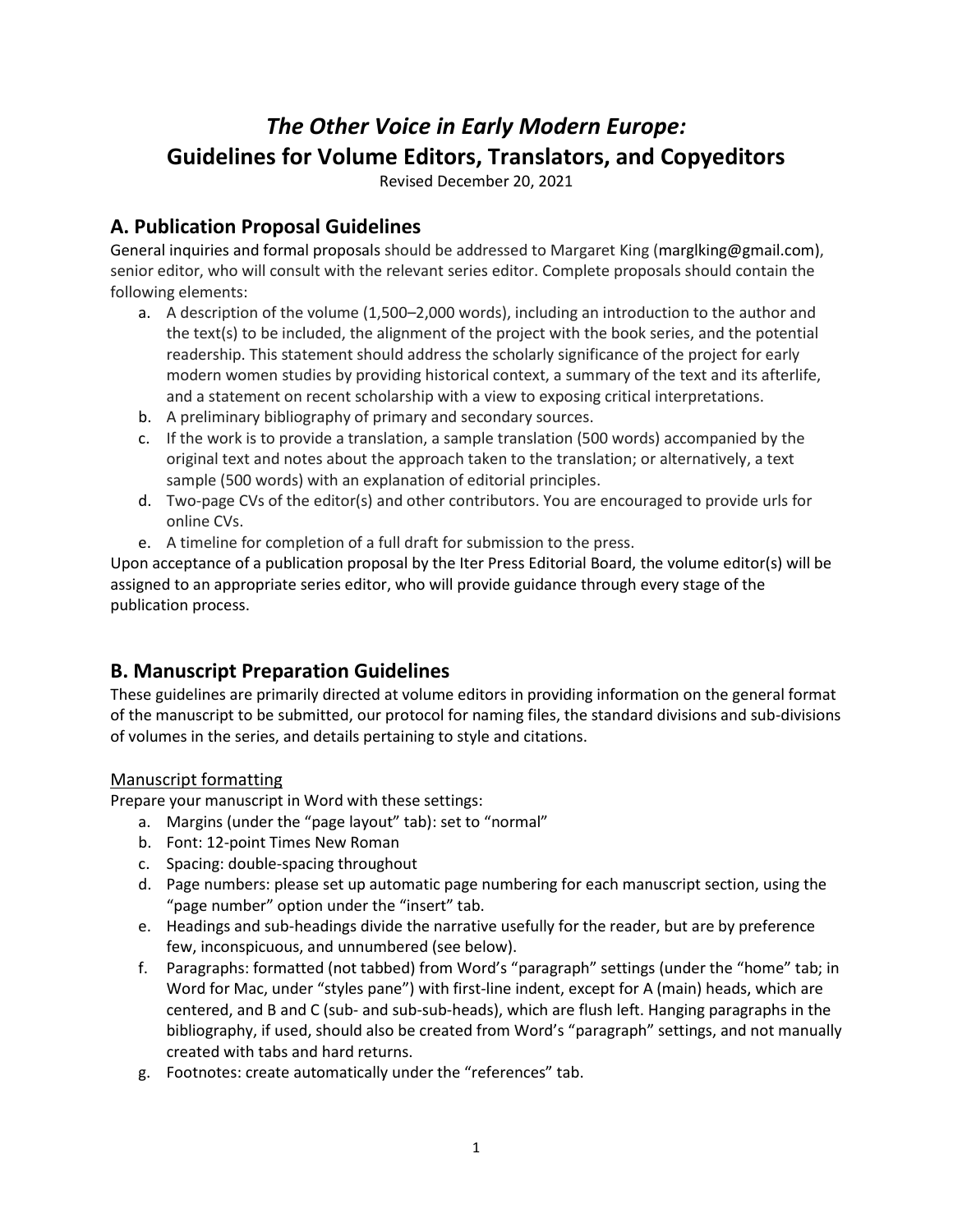# *The Other Voice in Early Modern Europe:* Guidelines for Volume Editors, Translators, and Copyeditors

Revised December 20, 2021

## A. Publication Proposal Guidelines

General inquiries and formal proposals should be addressed to Margaret King (marglking@gmail.com), senior editor, who will consult with the relevant series editor. Complete proposals should contain the following elements:

a. A description of the volume (1,500–2,000 words), including an introduction to the author and the text(s) to be included, the alignment of the project with the book series, and the potential readership. This statement should address the scholarly significance of the project for early modern women studies by providing historical context, a summary of the text and its afterlife, and a statement on recent scholarship with a view to exposing critical interpretations.
b. A preliminary bibliography of primary and secondary sources.
c. If the work is to provide a translation, a sample translation (500 words) accompanied by the original text and notes about the approach taken to the translation; or alternatively, a text sample (500 words) with an explanation of editorial principles.
d. Two-page CVs of the editor(s) and other contributors. You are encouraged to provide urls for online CVs.
e. A timeline for completion of a full draft for submission to the press.

Upon acceptance of a publication proposal by the Iter Press Editorial Board, the volume editor(s) will be assigned to an appropriate series editor, who will provide guidance through every stage of the publication process.

## B. Manuscript Preparation Guidelines

These guidelines are primarily directed at volume editors in providing information on the general format of the manuscript to be submitted, our protocol for naming files, the standard divisions and sub-divisions of volumes in the series, and details pertaining to style and citations.

### Manuscript formatting

Prepare your manuscript in Word with these settings:

a. Margins (under the "page layout" tab): set to "normal"
b. Font: 12-point Times New Roman
c. Spacing: double-spacing throughout
d. Page numbers: please set up automatic page numbering for each manuscript section, using the "page number" option under the "insert" tab.
e. Headings and sub-headings divide the narrative usefully for the reader, but are by preference few, inconspicuous, and unnumbered (see below).
f. Paragraphs: formatted (not tabbed) from Word's "paragraph" settings (under the "home" tab; in Word for Mac, under "styles pane") with first-line indent, except for A (main) heads, which are centered, and B and C (sub- and sub-sub-heads), which are flush left. Hanging paragraphs in the bibliography, if used, should also be created from Word's "paragraph" settings, and not manually created with tabs and hard returns.
g. Footnotes: create automatically under the "references" tab.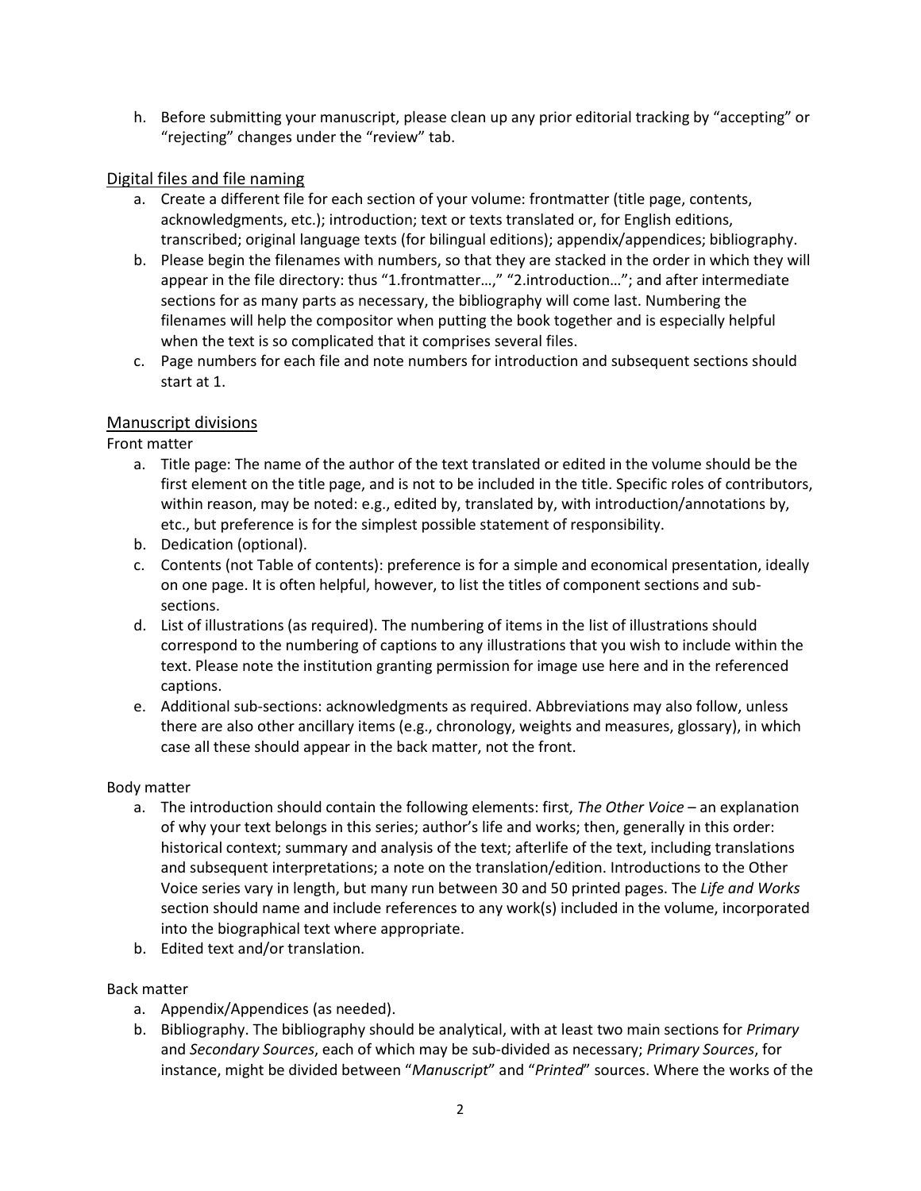h. Before submitting your manuscript, please clean up any prior editorial tracking by "accepting" or "rejecting" changes under the "review" tab.

## Digital files and file naming

a. Create a different file for each section of your volume: frontmatter (title page, contents, acknowledgments, etc.); introduction; text or texts translated or, for English editions, transcribed; original language texts (for bilingual editions); appendix/appendices; bibliography.

b. Please begin the filenames with numbers, so that they are stacked in the order in which they will appear in the file directory: thus "1.frontmatter…," "2.introduction…"; and after intermediate sections for as many parts as necessary, the bibliography will come last. Numbering the filenames will help the compositor when putting the book together and is especially helpful when the text is so complicated that it comprises several files.

c. Page numbers for each file and note numbers for introduction and subsequent sections should start at 1.

## Manuscript divisions

### Front matter

a. Title page: The name of the author of the text translated or edited in the volume should be the first element on the title page, and is not to be included in the title. Specific roles of contributors, within reason, may be noted: e.g., edited by, translated by, with introduction/annotations by, etc., but preference is for the simplest possible statement of responsibility.

b. Dedication (optional).

c. Contents (not Table of contents): preference is for a simple and economical presentation, ideally on one page. It is often helpful, however, to list the titles of component sections and sub-sections.

d. List of illustrations (as required). The numbering of items in the list of illustrations should correspond to the numbering of captions to any illustrations that you wish to include within the text. Please note the institution granting permission for image use here and in the referenced captions.

e. Additional sub-sections: acknowledgments as required. Abbreviations may also follow, unless there are also other ancillary items (e.g., chronology, weights and measures, glossary), in which case all these should appear in the back matter, not the front.

### Body matter

a. The introduction should contain the following elements: first, *The Other Voice* – an explanation of why your text belongs in this series; author's life and works; then, generally in this order: historical context; summary and analysis of the text; afterlife of the text, including translations and subsequent interpretations; a note on the translation/edition. Introductions to the Other Voice series vary in length, but many run between 30 and 50 printed pages. The *Life and Works* section should name and include references to any work(s) included in the volume, incorporated into the biographical text where appropriate.

b. Edited text and/or translation.

### Back matter

a. Appendix/Appendices (as needed).

b. Bibliography. The bibliography should be analytical, with at least two main sections for *Primary* and *Secondary Sources*, each of which may be sub-divided as necessary; *Primary Sources*, for instance, might be divided between "*Manuscript*" and "*Printed*" sources. Where the works of the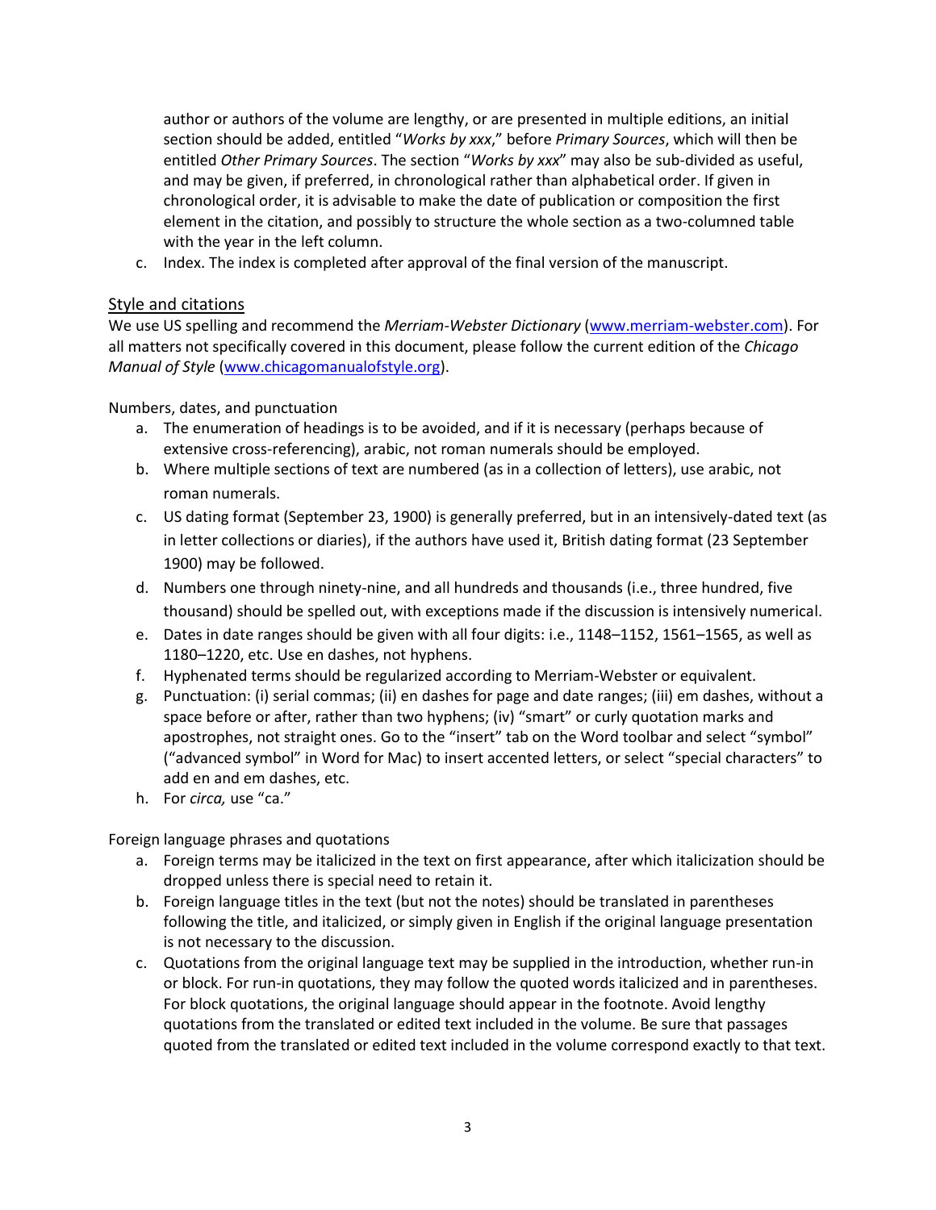author or authors of the volume are lengthy, or are presented in multiple editions, an initial section should be added, entitled "*Works by xxx*," before *Primary Sources*, which will then be entitled *Other Primary Sources*. The section "*Works by xxx*" may also be sub-divided as useful, and may be given, if preferred, in chronological rather than alphabetical order. If given in chronological order, it is advisable to make the date of publication or composition the first element in the citation, and possibly to structure the whole section as a two-columned table with the year in the left column.

c. Index. The index is completed after approval of the final version of the manuscript.

## Style and citations

We use US spelling and recommend the *Merriam-Webster Dictionary* (www.merriam-webster.com). For all matters not specifically covered in this document, please follow the current edition of the *Chicago Manual of Style* (www.chicagomanualofstyle.org).

Numbers, dates, and punctuation

a. The enumeration of headings is to be avoided, and if it is necessary (perhaps because of extensive cross-referencing), arabic, not roman numerals should be employed.
b. Where multiple sections of text are numbered (as in a collection of letters), use arabic, not roman numerals.
c. US dating format (September 23, 1900) is generally preferred, but in an intensively-dated text (as in letter collections or diaries), if the authors have used it, British dating format (23 September 1900) may be followed.
d. Numbers one through ninety-nine, and all hundreds and thousands (i.e., three hundred, five thousand) should be spelled out, with exceptions made if the discussion is intensively numerical.
e. Dates in date ranges should be given with all four digits: i.e., 1148–1152, 1561–1565, as well as 1180–1220, etc. Use en dashes, not hyphens.
f. Hyphenated terms should be regularized according to Merriam-Webster or equivalent.
g. Punctuation: (i) serial commas; (ii) en dashes for page and date ranges; (iii) em dashes, without a space before or after, rather than two hyphens; (iv) "smart" or curly quotation marks and apostrophes, not straight ones. Go to the "insert" tab on the Word toolbar and select "symbol" ("advanced symbol" in Word for Mac) to insert accented letters, or select "special characters" to add en and em dashes, etc.
h. For *circa,* use "ca."

Foreign language phrases and quotations

a. Foreign terms may be italicized in the text on first appearance, after which italicization should be dropped unless there is special need to retain it.
b. Foreign language titles in the text (but not the notes) should be translated in parentheses following the title, and italicized, or simply given in English if the original language presentation is not necessary to the discussion.
c. Quotations from the original language text may be supplied in the introduction, whether run-in or block. For run-in quotations, they may follow the quoted words italicized and in parentheses. For block quotations, the original language should appear in the footnote. Avoid lengthy quotations from the translated or edited text included in the volume. Be sure that passages quoted from the translated or edited text included in the volume correspond exactly to that text.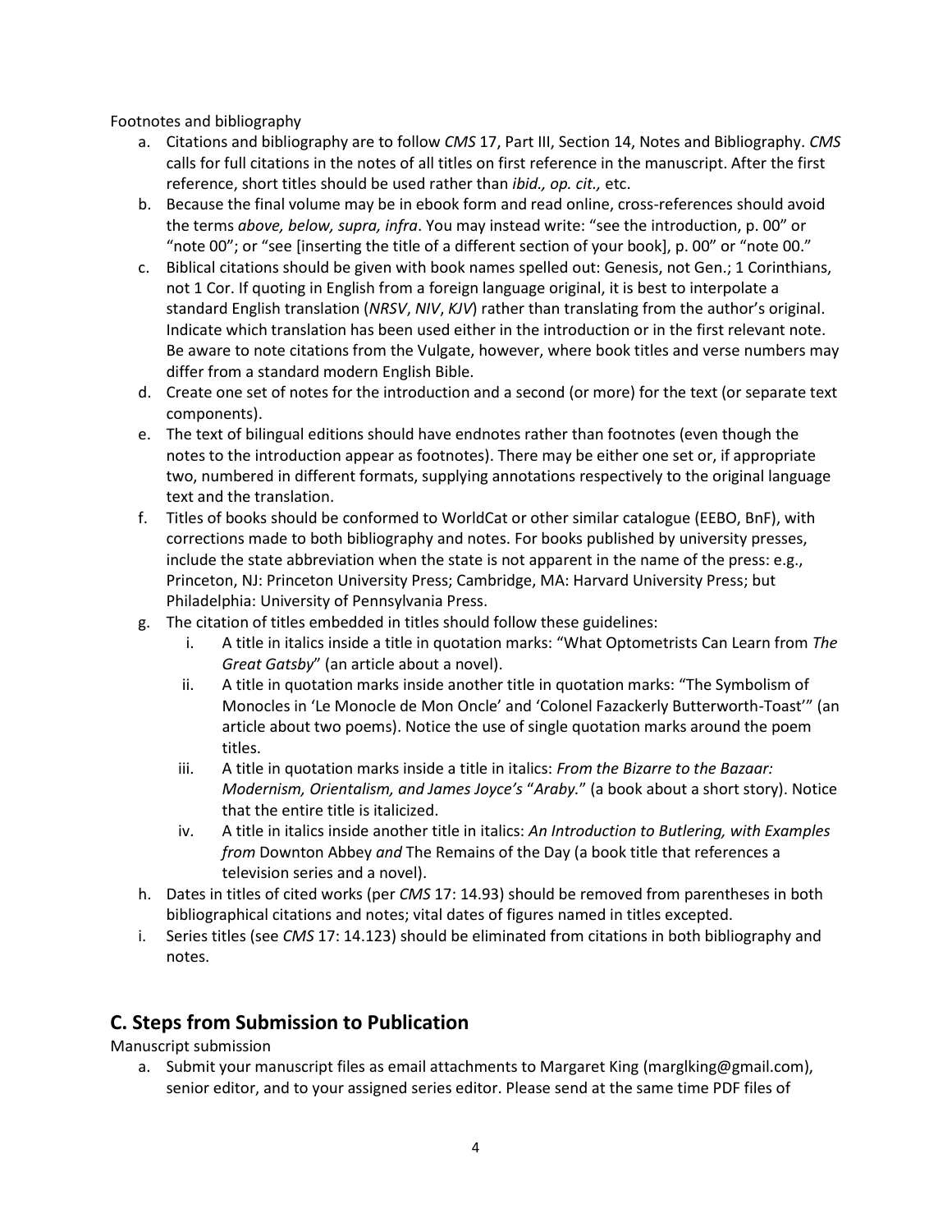Footnotes and bibliography

a. Citations and bibliography are to follow *CMS* 17, Part III, Section 14, Notes and Bibliography. *CMS* calls for full citations in the notes of all titles on first reference in the manuscript. After the first reference, short titles should be used rather than *ibid., op. cit.,* etc.
b. Because the final volume may be in ebook form and read online, cross-references should avoid the terms *above, below, supra, infra*. You may instead write: "see the introduction, p. 00" or "note 00"; or "see [inserting the title of a different section of your book], p. 00" or "note 00."
c. Biblical citations should be given with book names spelled out: Genesis, not Gen.; 1 Corinthians, not 1 Cor. If quoting in English from a foreign language original, it is best to interpolate a standard English translation (*NRSV*, *NIV*, *KJV*) rather than translating from the author's original. Indicate which translation has been used either in the introduction or in the first relevant note. Be aware to note citations from the Vulgate, however, where book titles and verse numbers may differ from a standard modern English Bible.
d. Create one set of notes for the introduction and a second (or more) for the text (or separate text components).
e. The text of bilingual editions should have endnotes rather than footnotes (even though the notes to the introduction appear as footnotes). There may be either one set or, if appropriate two, numbered in different formats, supplying annotations respectively to the original language text and the translation.
f. Titles of books should be conformed to WorldCat or other similar catalogue (EEBO, BnF), with corrections made to both bibliography and notes. For books published by university presses, include the state abbreviation when the state is not apparent in the name of the press: e.g., Princeton, NJ: Princeton University Press; Cambridge, MA: Harvard University Press; but Philadelphia: University of Pennsylvania Press.
g. The citation of titles embedded in titles should follow these guidelines:
    i. A title in italics inside a title in quotation marks: "What Optometrists Can Learn from *The Great Gatsby*" (an article about a novel).
    ii. A title in quotation marks inside another title in quotation marks: "The Symbolism of Monocles in 'Le Monocle de Mon Oncle' and 'Colonel Fazackerly Butterworth-Toast'" (an article about two poems). Notice the use of single quotation marks around the poem titles.
    iii. A title in quotation marks inside a title in italics: *From the Bizarre to the Bazaar: Modernism, Orientalism, and James Joyce's* "*Araby.*" (a book about a short story). Notice that the entire title is italicized.
    iv. A title in italics inside another title in italics: *An Introduction to Butlering, with Examples from* Downton Abbey *and* The Remains of the Day (a book title that references a television series and a novel).
h. Dates in titles of cited works (per *CMS* 17: 14.93) should be removed from parentheses in both bibliographical citations and notes; vital dates of figures named in titles excepted.
i. Series titles (see *CMS* 17: 14.123) should be eliminated from citations in both bibliography and notes.

## C. Steps from Submission to Publication

Manuscript submission

a. Submit your manuscript files as email attachments to Margaret King (marglking@gmail.com), senior editor, and to your assigned series editor. Please send at the same time PDF files of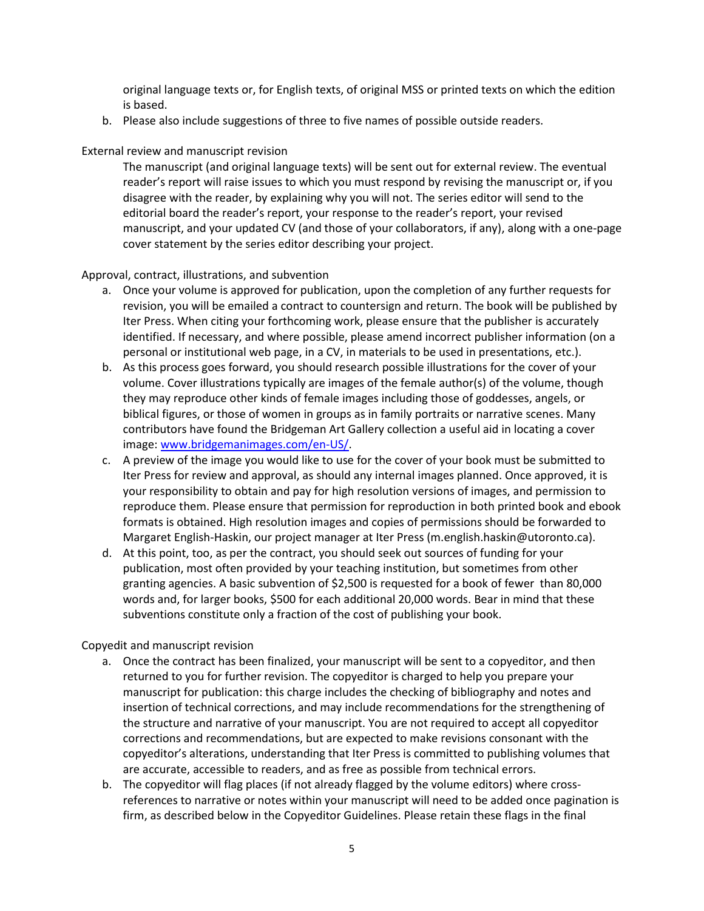original language texts or, for English texts, of original MSS or printed texts on which the edition is based.

b. Please also include suggestions of three to five names of possible outside readers.

External review and manuscript revision

The manuscript (and original language texts) will be sent out for external review. The eventual reader's report will raise issues to which you must respond by revising the manuscript or, if you disagree with the reader, by explaining why you will not. The series editor will send to the editorial board the reader's report, your response to the reader's report, your revised manuscript, and your updated CV (and those of your collaborators, if any), along with a one-page cover statement by the series editor describing your project.

Approval, contract, illustrations, and subvention

a. Once your volume is approved for publication, upon the completion of any further requests for revision, you will be emailed a contract to countersign and return. The book will be published by Iter Press. When citing your forthcoming work, please ensure that the publisher is accurately identified. If necessary, and where possible, please amend incorrect publisher information (on a personal or institutional web page, in a CV, in materials to be used in presentations, etc.).

b. As this process goes forward, you should research possible illustrations for the cover of your volume. Cover illustrations typically are images of the female author(s) of the volume, though they may reproduce other kinds of female images including those of goddesses, angels, or biblical figures, or those of women in groups as in family portraits or narrative scenes. Many contributors have found the Bridgeman Art Gallery collection a useful aid in locating a cover image: [www.bridgemanimages.com/en-US/](http://www.bridgemanimages.com/en-US/).

c. A preview of the image you would like to use for the cover of your book must be submitted to Iter Press for review and approval, as should any internal images planned. Once approved, it is your responsibility to obtain and pay for high resolution versions of images, and permission to reproduce them. Please ensure that permission for reproduction in both printed book and ebook formats is obtained. High resolution images and copies of permissions should be forwarded to Margaret English-Haskin, our project manager at Iter Press (m.english.haskin@utoronto.ca).

d. At this point, too, as per the contract, you should seek out sources of funding for your publication, most often provided by your teaching institution, but sometimes from other granting agencies. A basic subvention of $2,500 is requested for a book of fewer than 80,000 words and, for larger books, $500 for each additional 20,000 words. Bear in mind that these subventions constitute only a fraction of the cost of publishing your book.

Copyedit and manuscript revision

a. Once the contract has been finalized, your manuscript will be sent to a copyeditor, and then returned to you for further revision. The copyeditor is charged to help you prepare your manuscript for publication: this charge includes the checking of bibliography and notes and insertion of technical corrections, and may include recommendations for the strengthening of the structure and narrative of your manuscript. You are not required to accept all copyeditor corrections and recommendations, but are expected to make revisions consonant with the copyeditor's alterations, understanding that Iter Press is committed to publishing volumes that are accurate, accessible to readers, and as free as possible from technical errors.

b. The copyeditor will flag places (if not already flagged by the volume editors) where cross-references to narrative or notes within your manuscript will need to be added once pagination is firm, as described below in the Copyeditor Guidelines. Please retain these flags in the final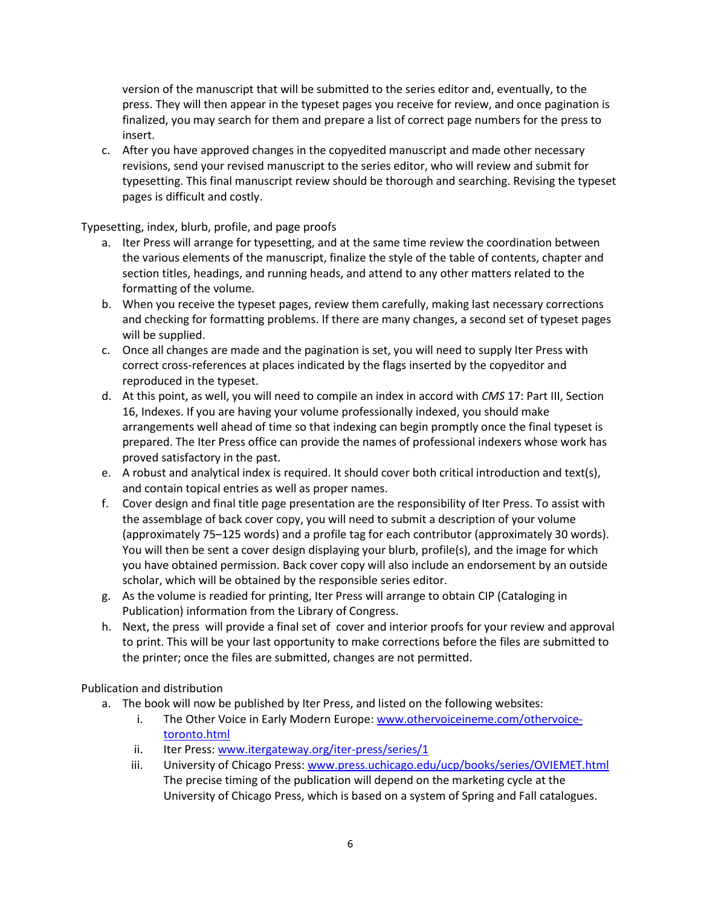version of the manuscript that will be submitted to the series editor and, eventually, to the press. They will then appear in the typeset pages you receive for review, and once pagination is finalized, you may search for them and prepare a list of correct page numbers for the press to insert.

c. After you have approved changes in the copyedited manuscript and made other necessary revisions, send your revised manuscript to the series editor, who will review and submit for typesetting. This final manuscript review should be thorough and searching. Revising the typeset pages is difficult and costly.

Typesetting, index, blurb, profile, and page proofs

a. Iter Press will arrange for typesetting, and at the same time review the coordination between the various elements of the manuscript, finalize the style of the table of contents, chapter and section titles, headings, and running heads, and attend to any other matters related to the formatting of the volume.
b. When you receive the typeset pages, review them carefully, making last necessary corrections and checking for formatting problems. If there are many changes, a second set of typeset pages will be supplied.
c. Once all changes are made and the pagination is set, you will need to supply Iter Press with correct cross-references at places indicated by the flags inserted by the copyeditor and reproduced in the typeset.
d. At this point, as well, you will need to compile an index in accord with *CMS* 17: Part III, Section 16, Indexes. If you are having your volume professionally indexed, you should make arrangements well ahead of time so that indexing can begin promptly once the final typeset is prepared. The Iter Press office can provide the names of professional indexers whose work has proved satisfactory in the past.
e. A robust and analytical index is required. It should cover both critical introduction and text(s), and contain topical entries as well as proper names.
f. Cover design and final title page presentation are the responsibility of Iter Press. To assist with the assemblage of back cover copy, you will need to submit a description of your volume (approximately 75–125 words) and a profile tag for each contributor (approximately 30 words). You will then be sent a cover design displaying your blurb, profile(s), and the image for which you have obtained permission. Back cover copy will also include an endorsement by an outside scholar, which will be obtained by the responsible series editor.
g. As the volume is readied for printing, Iter Press will arrange to obtain CIP (Cataloging in Publication) information from the Library of Congress.
h. Next, the press will provide a final set of cover and interior proofs for your review and approval to print. This will be your last opportunity to make corrections before the files are submitted to the printer; once the files are submitted, changes are not permitted.

Publication and distribution

a. The book will now be published by Iter Press, and listed on the following websites:
   i. The Other Voice in Early Modern Europe: [www.othervoiceineme.com/othervoice-toronto.html](www.othervoiceineme.com/othervoice-toronto.html)
   ii. Iter Press: [www.itergateway.org/iter-press/series/1](www.itergateway.org/iter-press/series/1)
   iii. University of Chicago Press: [www.press.uchicago.edu/ucp/books/series/OVIEMET.html](www.press.uchicago.edu/ucp/books/series/OVIEMET.html) The precise timing of the publication will depend on the marketing cycle at the University of Chicago Press, which is based on a system of Spring and Fall catalogues.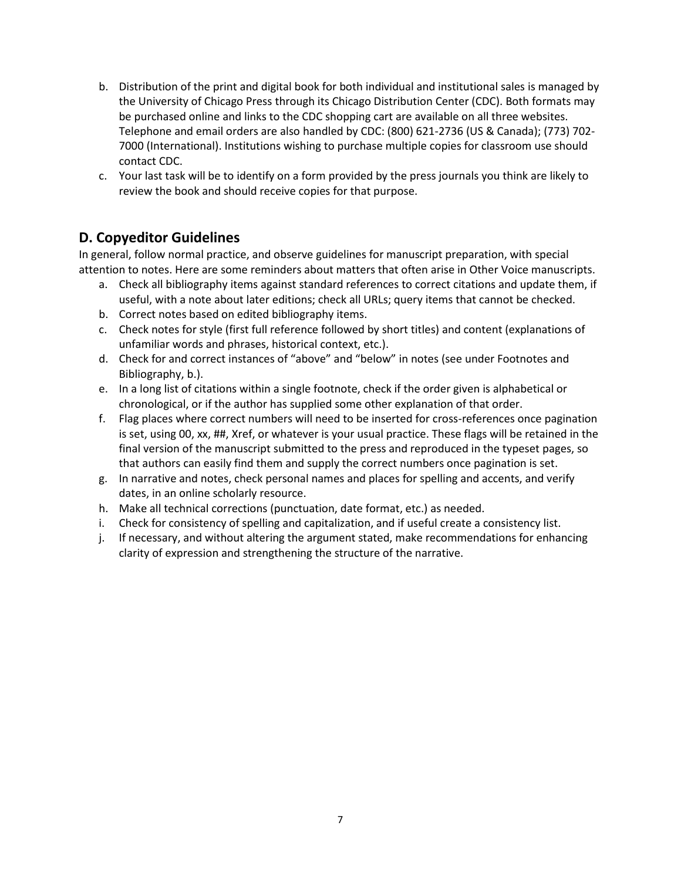b. Distribution of the print and digital book for both individual and institutional sales is managed by the University of Chicago Press through its Chicago Distribution Center (CDC). Both formats may be purchased online and links to the CDC shopping cart are available on all three websites. Telephone and email orders are also handled by CDC: (800) 621-2736 (US & Canada); (773) 702-7000 (International). Institutions wishing to purchase multiple copies for classroom use should contact CDC.

c. Your last task will be to identify on a form provided by the press journals you think are likely to review the book and should receive copies for that purpose.

## D. Copyeditor Guidelines

In general, follow normal practice, and observe guidelines for manuscript preparation, with special attention to notes. Here are some reminders about matters that often arise in Other Voice manuscripts.

a. Check all bibliography items against standard references to correct citations and update them, if useful, with a note about later editions; check all URLs; query items that cannot be checked.

b. Correct notes based on edited bibliography items.

c. Check notes for style (first full reference followed by short titles) and content (explanations of unfamiliar words and phrases, historical context, etc.).

d. Check for and correct instances of "above" and "below" in notes (see under Footnotes and Bibliography, b.).

e. In a long list of citations within a single footnote, check if the order given is alphabetical or chronological, or if the author has supplied some other explanation of that order.

f. Flag places where correct numbers will need to be inserted for cross-references once pagination is set, using 00, xx, ##, Xref, or whatever is your usual practice. These flags will be retained in the final version of the manuscript submitted to the press and reproduced in the typeset pages, so that authors can easily find them and supply the correct numbers once pagination is set.

g. In narrative and notes, check personal names and places for spelling and accents, and verify dates, in an online scholarly resource.

h. Make all technical corrections (punctuation, date format, etc.) as needed.

i. Check for consistency of spelling and capitalization, and if useful create a consistency list.

j. If necessary, and without altering the argument stated, make recommendations for enhancing clarity of expression and strengthening the structure of the narrative.